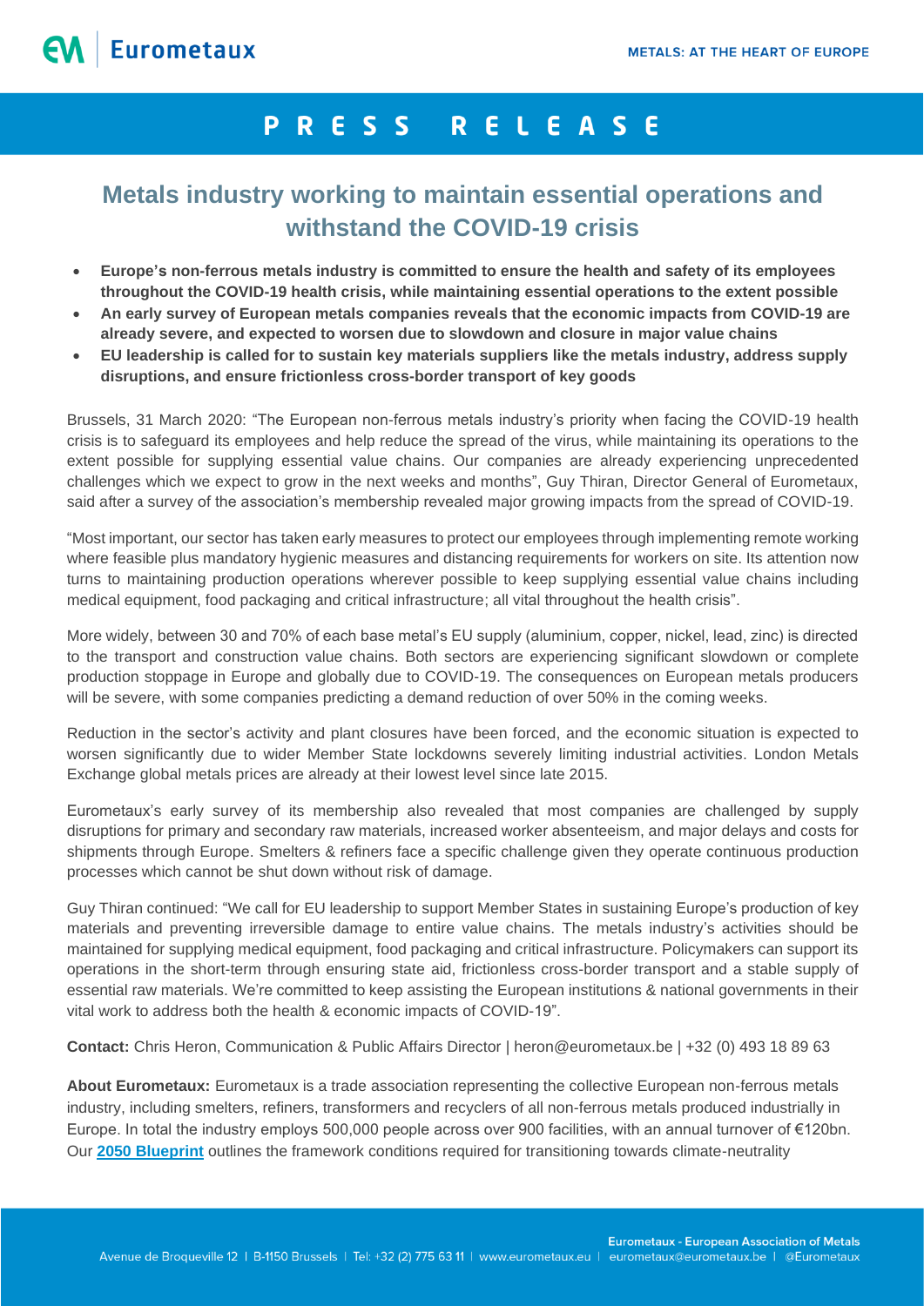# PRESS RELEASE

## Metals industry working to maintain essential operations and withstand the COVID-19 crisis

- **Europe's non-ferrous metals industry is committed to ensure the health and safety of its employees throughout the COVID-19 health crisis, while maintaining essential operations to the extent possible**
- **An early survey of European metals companies reveals that the economic impacts from COVID-19 are already severe, and expected to worsen due to slowdown and closure in major value chains**
- **EU leadership is called for to sustain key materials suppliers like the metals industry, address supply disruptions, and ensure frictionless cross-border transport of key goods**

Brussels, 31 March 2020: "The European non-ferrous metals industry's priority when facing the COVID-19 health crisis is to safeguard its employees and help reduce the spread of the virus, while maintaining its operations to the extent possible for supplying essential value chains. Our companies are already experiencing unprecedented challenges which we expect to grow in the next weeks and months", Guy Thiran, Director General of Eurometaux, said after a survey of the association's membership revealed major growing impacts from the spread of COVID-19.

"Most important, our sector has taken early measures to protect our employees through implementing remote working where feasible plus mandatory hygienic measures and distancing requirements for workers on site. Its attention now turns to maintaining production operations wherever possible to keep supplying essential value chains including medical equipment, food packaging and critical infrastructure; all vital throughout the health crisis".

More widely, between 30 and 70% of each base metal's EU supply (aluminium, copper, nickel, lead, zinc) is directed to the transport and construction value chains. Both sectors are experiencing significant slowdown or complete production stoppage in Europe and globally due to COVID-19. The consequences on European metals producers will be severe, with some companies predicting a demand reduction of over 50% in the coming weeks.

Reduction in the sector's activity and plant closures have been forced, and the economic situation is expected to worsen significantly due to wider Member State lockdowns severely limiting industrial activities. London Metals Exchange global metals prices are already at their lowest level since late 2015.

Eurometaux's early survey of its membership also revealed that most companies are challenged by supply disruptions for primary and secondary raw materials, increased worker absenteeism, and major delays and costs for shipments through Europe. Smelters & refiners face a specific challenge given they operate continuous production processes which cannot be shut down without risk of damage.

Guy Thiran continued: "We call for EU leadership to support Member States in sustaining Europe's production of key materials and preventing irreversible damage to entire value chains. The metals industry's activities should be maintained for supplying medical equipment, food packaging and critical infrastructure. Policymakers can support its operations in the short-term through ensuring state aid, frictionless cross-border transport and a stable supply of essential raw materials. We're committed to keep assisting the European institutions & national governments in their vital work to address both the health & economic impacts of COVID-19".

**Contact:** Chris Heron, Communication & Public Affairs Director | heron@eurometaux.be | +32 (0) 493 18 89 63

**About Eurometaux:** Eurometaux is a trade association representing the collective European non-ferrous metals industry, including smelters, refiners, transformers and recyclers of all non-ferrous metals produced industrially in Europe. In total the industry employs 500,000 people across over 900 facilities, with an annual turnover of €120bn. Our **2050 Blueprint** outlines the framework conditions required for transitioning towards climate-neutrality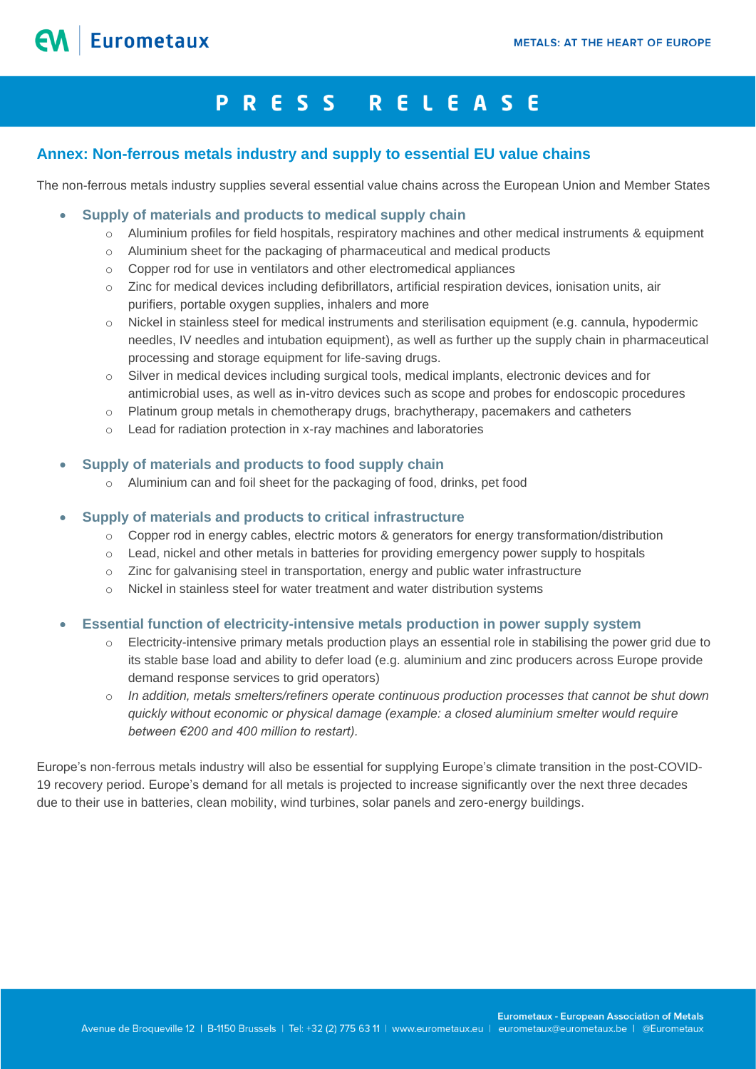## Annex: Non-ferrous metals industry and supply to essential EU value chains

The non-ferrous metals industry supplies several essential value chains across the European Union and Member States

- **Supply of materials and products to medical supply chain**
  - Aluminium profiles for field hospitals, respiratory machines and other medical instruments & equipment
  - Aluminium sheet for the packaging of pharmaceutical and medical products
  - Copper rod for use in ventilators and other electromedical appliances
  - Zinc for medical devices including defibrillators, artificial respiration devices, ionisation units, air purifiers, portable oxygen supplies, inhalers and more
  - Nickel in stainless steel for medical instruments and sterilisation equipment (e.g. cannula, hypodermic needles, IV needles and intubation equipment), as well as further up the supply chain in pharmaceutical processing and storage equipment for life-saving drugs.
  - Silver in medical devices including surgical tools, medical implants, electronic devices and for antimicrobial uses, as well as in-vitro devices such as scope and probes for endoscopic procedures
  - Platinum group metals in chemotherapy drugs, brachytherapy, pacemakers and catheters
  - Lead for radiation protection in x-ray machines and laboratories

- **Supply of materials and products to food supply chain**
  - Aluminium can and foil sheet for the packaging of food, drinks, pet food

- **Supply of materials and products to critical infrastructure**
  - Copper rod in energy cables, electric motors & generators for energy transformation/distribution
  - Lead, nickel and other metals in batteries for providing emergency power supply to hospitals
  - Zinc for galvanising steel in transportation, energy and public water infrastructure
  - Nickel in stainless steel for water treatment and water distribution systems

- **Essential function of electricity-intensive metals production in power supply system**
  - Electricity-intensive primary metals production plays an essential role in stabilising the power grid due to its stable base load and ability to defer load (e.g. aluminium and zinc producers across Europe provide demand response services to grid operators)
  - *In addition, metals smelters/refiners operate continuous production processes that cannot be shut down quickly without economic or physical damage (example: a closed aluminium smelter would require between €200 and 400 million to restart).*

Europe's non-ferrous metals industry will also be essential for supplying Europe's climate transition in the post-COVID-19 recovery period. Europe's demand for all metals is projected to increase significantly over the next three decades due to their use in batteries, clean mobility, wind turbines, solar panels and zero-energy buildings.